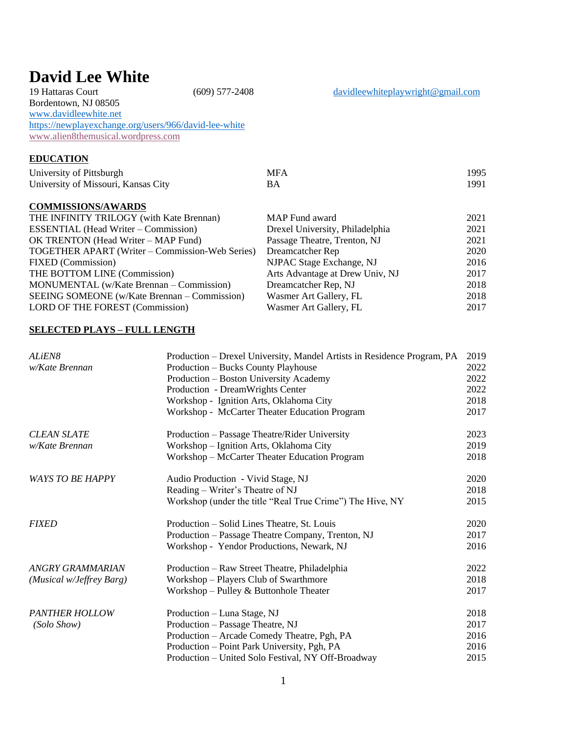# David Lee White

19 Hattaras Court (609) 577-2408 davidleewhiteplaywright@gmail.com
Bordentown, NJ 08505
www.davidleewhite.net
https://newplayexchange.org/users/966/david-lee-white
www.alien8themusical.wordpress.com

## EDUCATION

| | | |
|---|---|---|
| University of Pittsburgh | MFA | 1995 |
| University of Missouri, Kansas City | BA | 1991 |

## COMMISSIONS/AWARDS

| | | |
|---|---|---|
| THE INFINITY TRILOGY (with Kate Brennan) | MAP Fund award | 2021 |
| ESSENTIAL (Head Writer – Commission) | Drexel University, Philadelphia | 2021 |
| OK TRENTON (Head Writer – MAP Fund) | Passage Theatre, Trenton, NJ | 2021 |
| TOGETHER APART (Writer – Commission-Web Series) | Dreamcatcher Rep | 2020 |
| FIXED (Commission) | NJPAC Stage Exchange, NJ | 2016 |
| THE BOTTOM LINE (Commission) | Arts Advantage at Drew Univ, NJ | 2017 |
| MONUMENTAL (w/Kate Brennan – Commission) | Dreamcatcher Rep, NJ | 2018 |
| SEEING SOMEONE (w/Kate Brennan – Commission) | Wasmer Art Gallery, FL | 2018 |
| LORD OF THE FOREST (Commission) | Wasmer Art Gallery, FL | 2017 |

## SELECTED PLAYS – FULL LENGTH

| | | |
|---|---|---|
| *ALiEN8* | Production – Drexel University, Mandel Artists in Residence Program, PA | 2019 |
| *w/Kate Brennan* | Production – Bucks County Playhouse | 2022 |
| | Production – Boston University Academy | 2022 |
| | Production - DreamWrights Center | 2022 |
| | Workshop - Ignition Arts, Oklahoma City | 2018 |
| | Workshop - McCarter Theater Education Program | 2017 |
| *CLEAN SLATE* | Production – Passage Theatre/Rider University | 2023 |
| *w/Kate Brennan* | Workshop – Ignition Arts, Oklahoma City | 2019 |
| | Workshop – McCarter Theater Education Program | 2018 |
| *WAYS TO BE HAPPY* | Audio Production - Vivid Stage, NJ | 2020 |
| | Reading – Writer's Theatre of NJ | 2018 |
| | Workshop (under the title "Real True Crime") The Hive, NY | 2015 |
| *FIXED* | Production – Solid Lines Theatre, St. Louis | 2020 |
| | Production – Passage Theatre Company, Trenton, NJ | 2017 |
| | Workshop - Yendor Productions, Newark, NJ | 2016 |
| *ANGRY GRAMMARIAN* | Production – Raw Street Theatre, Philadelphia | 2022 |
| *(Musical w/Jeffrey Barg)* | Workshop – Players Club of Swarthmore | 2018 |
| | Workshop – Pulley & Buttonhole Theater | 2017 |
| *PANTHER HOLLOW* | Production – Luna Stage, NJ | 2018 |
| *(Solo Show)* | Production – Passage Theatre, NJ | 2017 |
| | Production – Arcade Comedy Theatre, Pgh, PA | 2016 |
| | Production – Point Park University, Pgh, PA | 2016 |
| | Production – United Solo Festival, NY Off-Broadway | 2015 |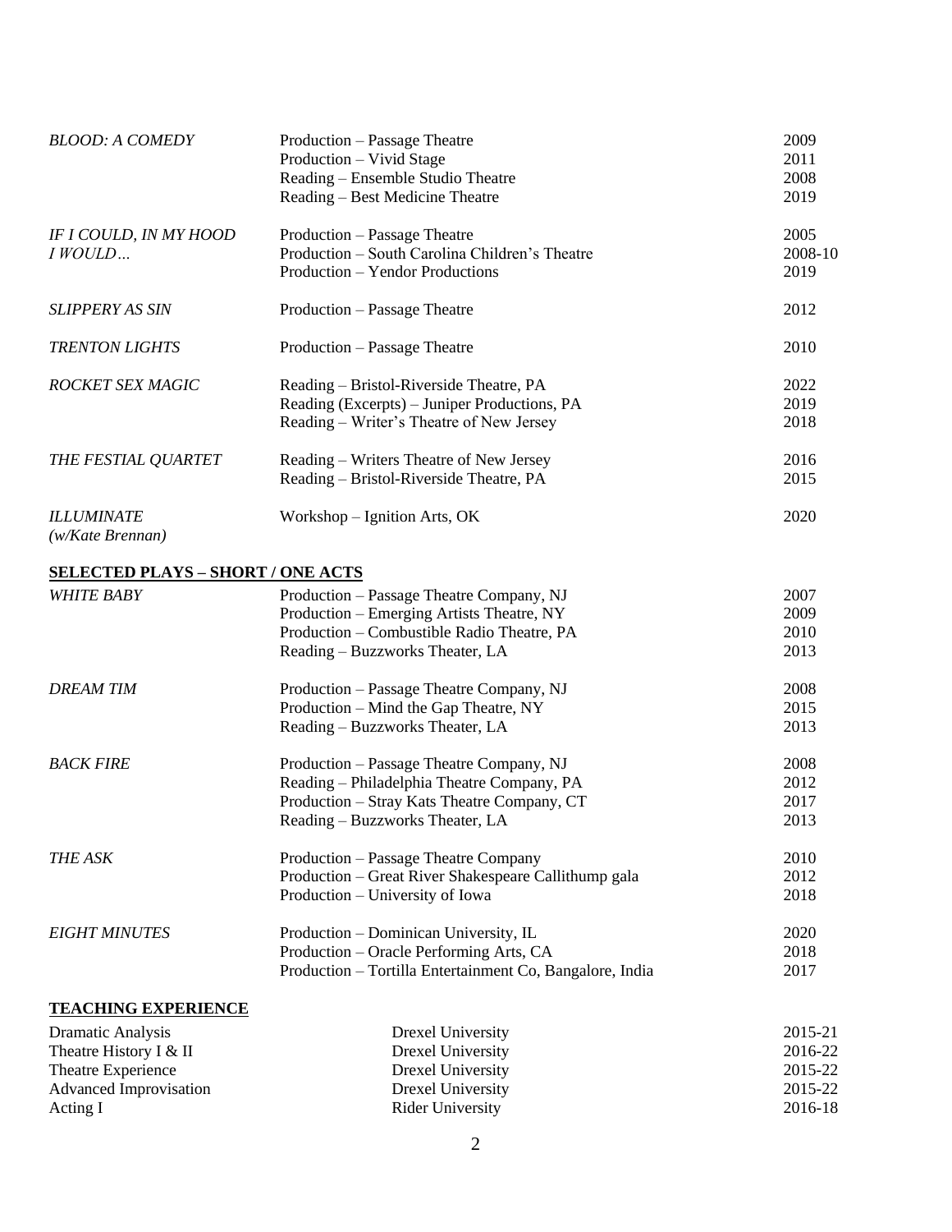| | | |
|---|---|---|
| *BLOOD: A COMEDY* | Production – Passage Theatre | 2009 |
| | Production – Vivid Stage | 2011 |
| | Reading – Ensemble Studio Theatre | 2008 |
| | Reading – Best Medicine Theatre | 2019 |
| *IF I COULD, IN MY HOOD I WOULD…* | Production – Passage Theatre | 2005 |
| | Production – South Carolina Children's Theatre | 2008-10 |
| | Production – Yendor Productions | 2019 |
| *SLIPPERY AS SIN* | Production – Passage Theatre | 2012 |
| *TRENTON LIGHTS* | Production – Passage Theatre | 2010 |
| *ROCKET SEX MAGIC* | Reading – Bristol-Riverside Theatre, PA | 2022 |
| | Reading (Excerpts) – Juniper Productions, PA | 2019 |
| | Reading – Writer's Theatre of New Jersey | 2018 |
| *THE FESTIAL QUARTET* | Reading – Writers Theatre of New Jersey | 2016 |
| | Reading – Bristol-Riverside Theatre, PA | 2015 |
| *ILLUMINATE (w/Kate Brennan)* | Workshop – Ignition Arts, OK | 2020 |

**SELECTED PLAYS – SHORT / ONE ACTS**

| | | |
|---|---|---|
| *WHITE BABY* | Production – Passage Theatre Company, NJ | 2007 |
| | Production – Emerging Artists Theatre, NY | 2009 |
| | Production – Combustible Radio Theatre, PA | 2010 |
| | Reading – Buzzworks Theater, LA | 2013 |
| *DREAM TIM* | Production – Passage Theatre Company, NJ | 2008 |
| | Production – Mind the Gap Theatre, NY | 2015 |
| | Reading – Buzzworks Theater, LA | 2013 |
| *BACK FIRE* | Production – Passage Theatre Company, NJ | 2008 |
| | Reading – Philadelphia Theatre Company, PA | 2012 |
| | Production – Stray Kats Theatre Company, CT | 2017 |
| | Reading – Buzzworks Theater, LA | 2013 |
| *THE ASK* | Production – Passage Theatre Company | 2010 |
| | Production – Great River Shakespeare Callithump gala | 2012 |
| | Production – University of Iowa | 2018 |
| *EIGHT MINUTES* | Production – Dominican University, IL | 2020 |
| | Production – Oracle Performing Arts, CA | 2018 |
| | Production – Tortilla Entertainment Co, Bangalore, India | 2017 |

**TEACHING EXPERIENCE**

| | | |
|---|---|---|
| Dramatic Analysis | Drexel University | 2015-21 |
| Theatre History I & II | Drexel University | 2016-22 |
| Theatre Experience | Drexel University | 2015-22 |
| Advanced Improvisation | Drexel University | 2015-22 |
| Acting I | Rider University | 2016-18 |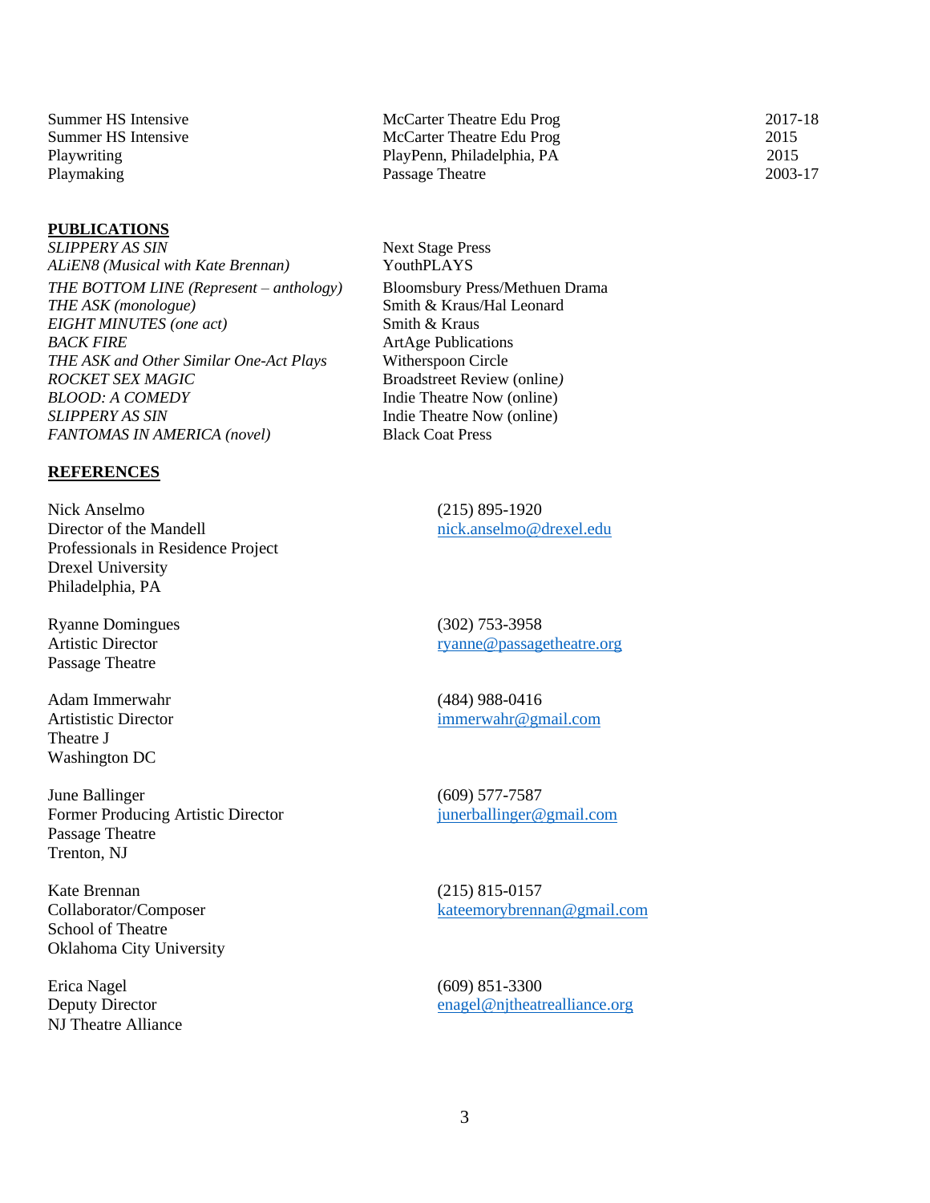| | | |
|---|---|---|
| Summer HS Intensive | McCarter Theatre Edu Prog | 2017-18 |
| Summer HS Intensive | McCarter Theatre Edu Prog | 2015 |
| Playwriting | PlayPenn, Philadelphia, PA | 2015 |
| Playmaking | Passage Theatre | 2003-17 |

## PUBLICATIONS

| | |
|---|---|
| *SLIPPERY AS SIN* | Next Stage Press |
| *ALiEN8 (Musical with Kate Brennan)* | YouthPLAYS |
| *THE BOTTOM LINE (Represent – anthology)* | Bloomsbury Press/Methuen Drama |
| *THE ASK (monologue)* | Smith & Kraus/Hal Leonard |
| *EIGHT MINUTES (one act)* | Smith & Kraus |
| *BACK FIRE* | ArtAge Publications |
| *THE ASK and Other Similar One-Act Plays* | Witherspoon Circle |
| *ROCKET SEX MAGIC* | Broadstreet Review (online) |
| *BLOOD: A COMEDY* | Indie Theatre Now (online) |
| *SLIPPERY AS SIN* | Indie Theatre Now (online) |
| *FANTOMAS IN AMERICA (novel)* | Black Coat Press |

## REFERENCES

Nick Anselmo
Director of the Mandell
Professionals in Residence Project
Drexel University
Philadelphia, PA
(215) 895-1920
nick.anselmo@drexel.edu

Ryanne Domingues
Artistic Director
Passage Theatre
(302) 753-3958
ryanne@passagetheatre.org

Adam Immerwahr
Artististic Director
Theatre J
Washington DC
(484) 988-0416
immerwahr@gmail.com

June Ballinger
Former Producing Artistic Director
Passage Theatre
Trenton, NJ
(609) 577-7587
junerballinger@gmail.com

Kate Brennan
Collaborator/Composer
School of Theatre
Oklahoma City University
(215) 815-0157
kateemorybrennan@gmail.com

Erica Nagel
Deputy Director
NJ Theatre Alliance
(609) 851-3300
enagel@njtheatrealliance.org